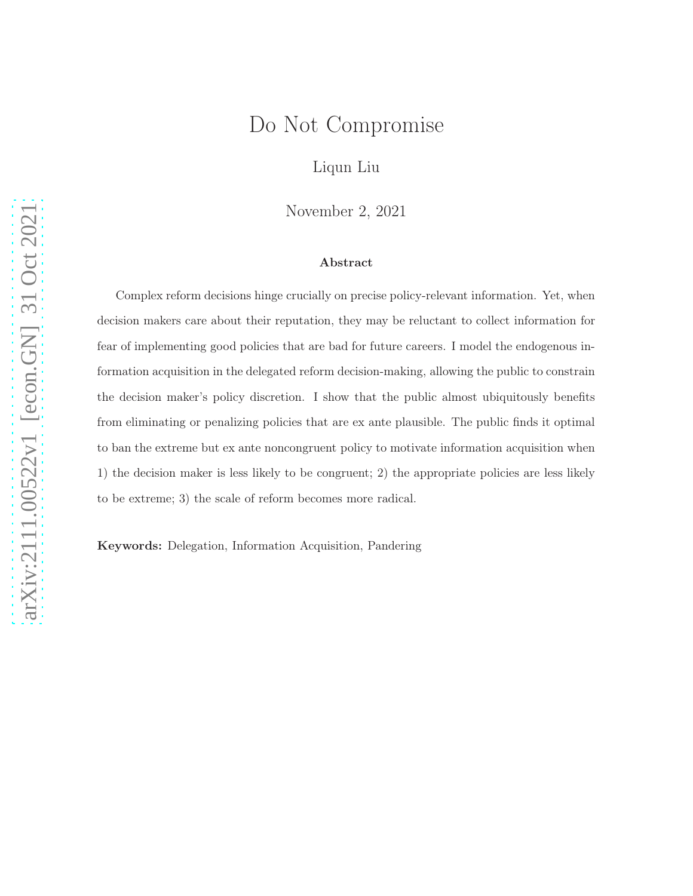# Do Not Compromise

Liqun Liu

November 2, 2021

### Abstract

Complex reform decisions hinge crucially on precise policy-relevant information. Yet, when decision makers care about their reputation, they may be reluctant to collect information for fear of implementing good policies that are bad for future careers. I model the endogenous information acquisition in the delegated reform decision-making, allowing the public to constrain the decision maker's policy discretion. I show that the public almost ubiquitously benefits from eliminating or penalizing policies that are ex ante plausible. The public finds it optimal to ban the extreme but ex ante noncongruent policy to motivate information acquisition when 1) the decision maker is less likely to be congruent; 2) the appropriate policies are less likely to be extreme; 3) the scale of reform becomes more radical.

**Keywords:** Delegation, Information Acquisition, Pandering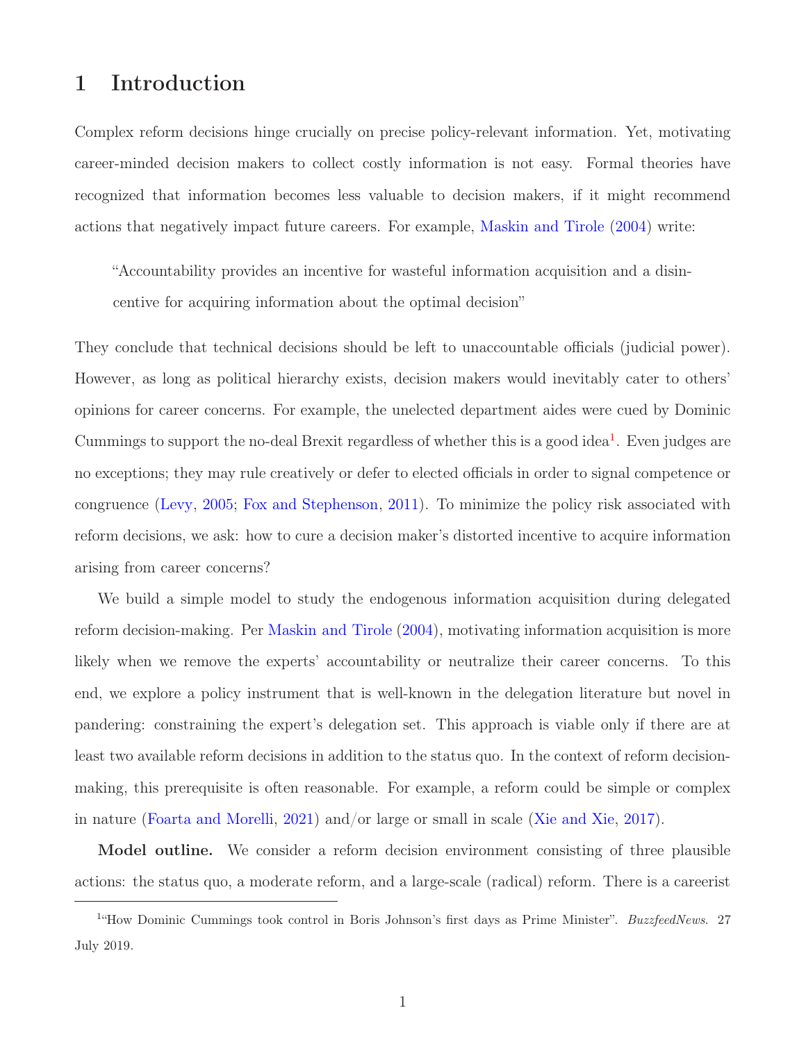# 1 Introduction

Complex reform decisions hinge crucially on precise policy-relevant information. Yet, motivating career-minded decision makers to collect costly information is not easy. Formal theories have recognized that information becomes less valuable to decision makers, if it might recommend actions that negatively impact future careers. For example, Maskin and Tirole (2004) write:

> "Accountability provides an incentive for wasteful information acquisition and a disincentive for acquiring information about the optimal decision"

They conclude that technical decisions should be left to unaccountable officials (judicial power). However, as long as political hierarchy exists, decision makers would inevitably cater to others' opinions for career concerns. For example, the unelected department aides were cued by Dominic Cummings to support the no-deal Brexit regardless of whether this is a good idea[1]. Even judges are no exceptions; they may rule creatively or defer to elected officials in order to signal competence or congruence (Levy, 2005; Fox and Stephenson, 2011). To minimize the policy risk associated with reform decisions, we ask: how to cure a decision maker's distorted incentive to acquire information arising from career concerns?

We build a simple model to study the endogenous information acquisition during delegated reform decision-making. Per Maskin and Tirole (2004), motivating information acquisition is more likely when we remove the experts' accountability or neutralize their career concerns. To this end, we explore a policy instrument that is well-known in the delegation literature but novel in pandering: constraining the expert's delegation set. This approach is viable only if there are at least two available reform decisions in addition to the status quo. In the context of reform decision-making, this prerequisite is often reasonable. For example, a reform could be simple or complex in nature (Foarta and Morelli, 2021) and/or large or small in scale (Xie and Xie, 2017).

**Model outline.** We consider a reform decision environment consisting of three plausible actions: the status quo, a moderate reform, and a large-scale (radical) reform. There is a careerist

[1] "How Dominic Cummings took control in Boris Johnson's first days as Prime Minister". *BuzzfeedNews*. 27 July 2019.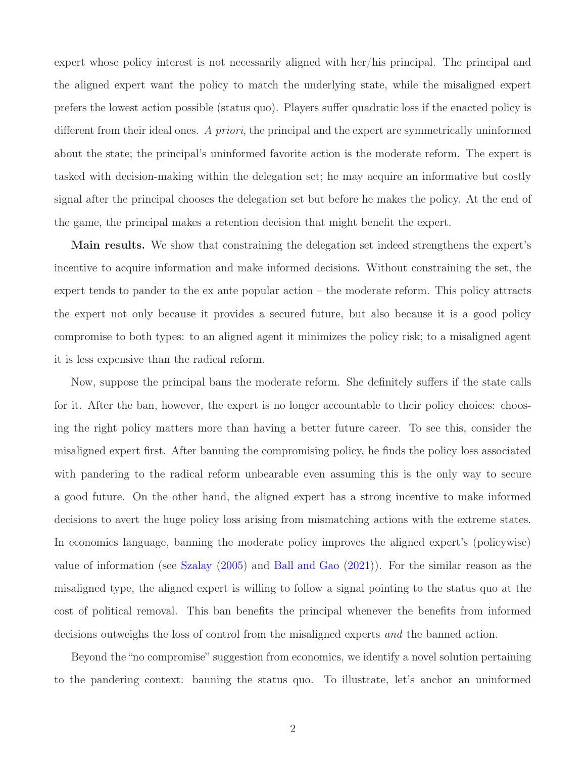expert whose policy interest is not necessarily aligned with her/his principal. The principal and the aligned expert want the policy to match the underlying state, while the misaligned expert prefers the lowest action possible (status quo). Players suffer quadratic loss if the enacted policy is different from their ideal ones. *A priori*, the principal and the expert are symmetrically uninformed about the state; the principal's uninformed favorite action is the moderate reform. The expert is tasked with decision-making within the delegation set; he may acquire an informative but costly signal after the principal chooses the delegation set but before he makes the policy. At the end of the game, the principal makes a retention decision that might benefit the expert.

**Main results.** We show that constraining the delegation set indeed strengthens the expert's incentive to acquire information and make informed decisions. Without constraining the set, the expert tends to pander to the ex ante popular action – the moderate reform. This policy attracts the expert not only because it provides a secured future, but also because it is a good policy compromise to both types: to an aligned agent it minimizes the policy risk; to a misaligned agent it is less expensive than the radical reform.

Now, suppose the principal bans the moderate reform. She definitely suffers if the state calls for it. After the ban, however, the expert is no longer accountable to their policy choices: choosing the right policy matters more than having a better future career. To see this, consider the misaligned expert first. After banning the compromising policy, he finds the policy loss associated with pandering to the radical reform unbearable even assuming this is the only way to secure a good future. On the other hand, the aligned expert has a strong incentive to make informed decisions to avert the huge policy loss arising from mismatching actions with the extreme states. In economics language, banning the moderate policy improves the aligned expert's (policywise) value of information (see Szalay (2005) and Ball and Gao (2021)). For the similar reason as the misaligned type, the aligned expert is willing to follow a signal pointing to the status quo at the cost of political removal. This ban benefits the principal whenever the benefits from informed decisions outweighs the loss of control from the misaligned experts *and* the banned action.

Beyond the "no compromise" suggestion from economics, we identify a novel solution pertaining to the pandering context: banning the status quo. To illustrate, let's anchor an uninformed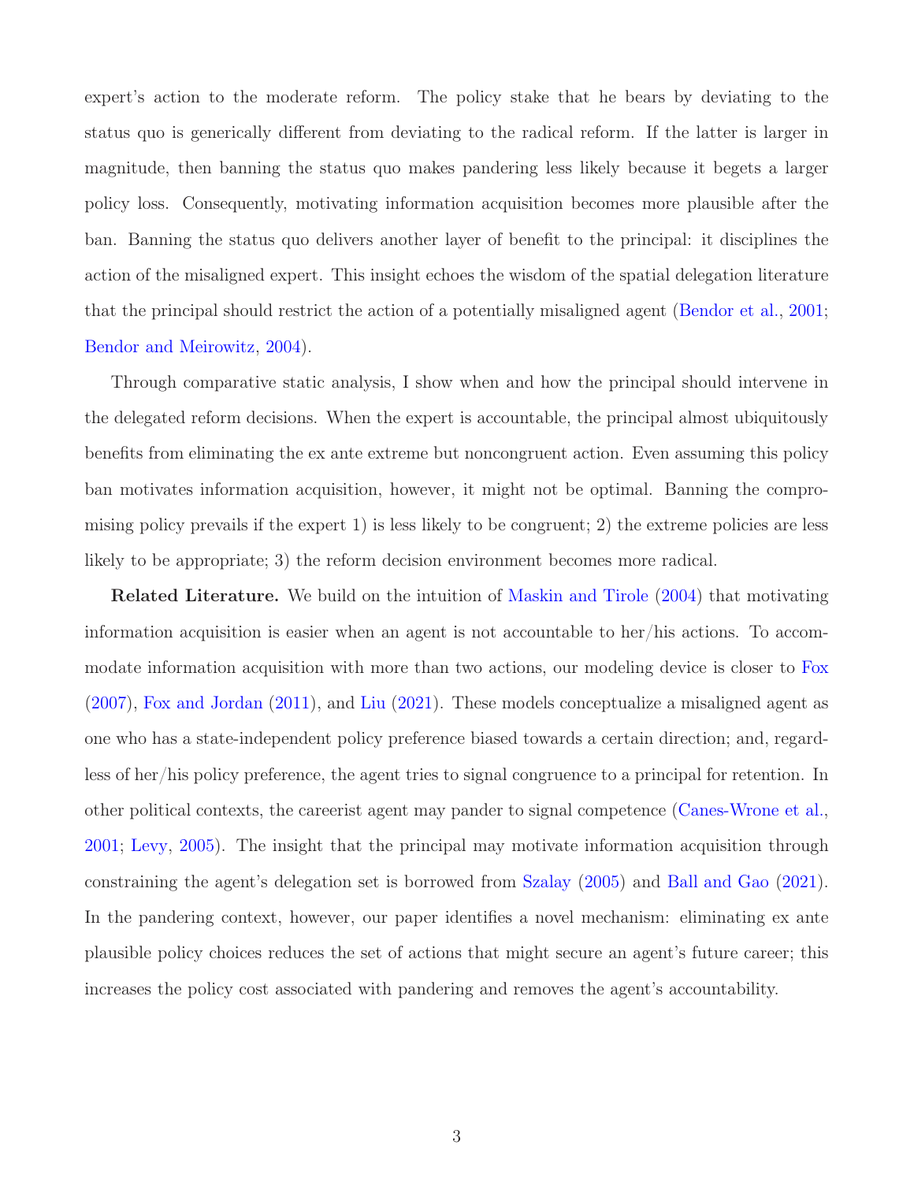expert's action to the moderate reform. The policy stake that he bears by deviating to the status quo is generically different from deviating to the radical reform. If the latter is larger in magnitude, then banning the status quo makes pandering less likely because it begets a larger policy loss. Consequently, motivating information acquisition becomes more plausible after the ban. Banning the status quo delivers another layer of benefit to the principal: it disciplines the action of the misaligned expert. This insight echoes the wisdom of the spatial delegation literature that the principal should restrict the action of a potentially misaligned agent (Bendor et al., 2001; Bendor and Meirowitz, 2004).

Through comparative static analysis, I show when and how the principal should intervene in the delegated reform decisions. When the expert is accountable, the principal almost ubiquitously benefits from eliminating the ex ante extreme but noncongruent action. Even assuming this policy ban motivates information acquisition, however, it might not be optimal. Banning the compromising policy prevails if the expert 1) is less likely to be congruent; 2) the extreme policies are less likely to be appropriate; 3) the reform decision environment becomes more radical.

**Related Literature.** We build on the intuition of Maskin and Tirole (2004) that motivating information acquisition is easier when an agent is not accountable to her/his actions. To accommodate information acquisition with more than two actions, our modeling device is closer to Fox (2007), Fox and Jordan (2011), and Liu (2021). These models conceptualize a misaligned agent as one who has a state-independent policy preference biased towards a certain direction; and, regardless of her/his policy preference, the agent tries to signal congruence to a principal for retention. In other political contexts, the careerist agent may pander to signal competence (Canes-Wrone et al., 2001; Levy, 2005). The insight that the principal may motivate information acquisition through constraining the agent's delegation set is borrowed from Szalay (2005) and Ball and Gao (2021). In the pandering context, however, our paper identifies a novel mechanism: eliminating ex ante plausible policy choices reduces the set of actions that might secure an agent's future career; this increases the policy cost associated with pandering and removes the agent's accountability.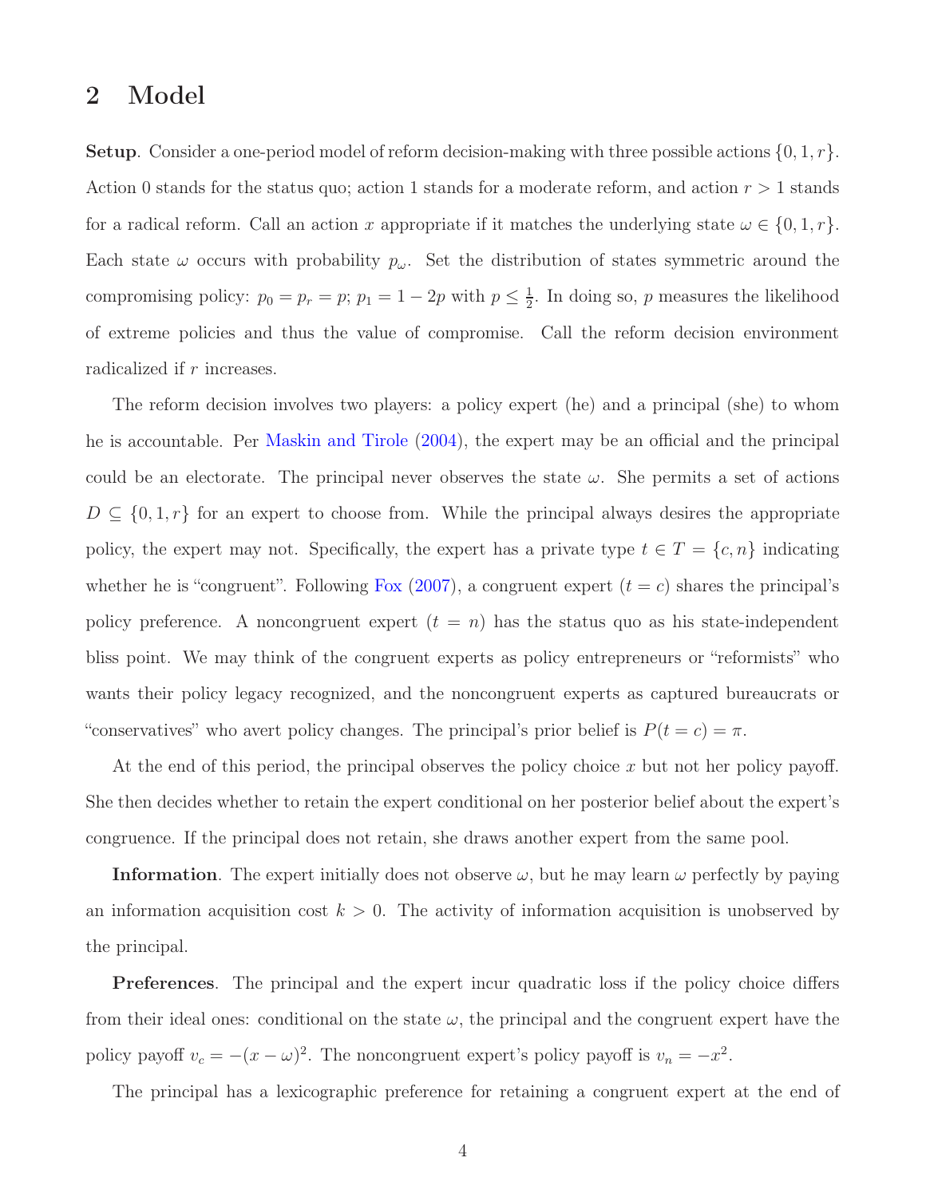## 2 Model

**Setup**. Consider a one-period model of reform decision-making with three possible actions $\{0, 1, r\}$. Action 0 stands for the status quo; action 1 stands for a moderate reform, and action $r > 1$ stands for a radical reform. Call an action $x$ appropriate if it matches the underlying state $\omega \in \{0, 1, r\}$. Each state $\omega$ occurs with probability $p_\omega$. Set the distribution of states symmetric around the compromising policy: $p_0 = p_r = p$; $p_1 = 1 - 2p$ with $p \leq \frac{1}{2}$. In doing so, $p$ measures the likelihood of extreme policies and thus the value of compromise. Call the reform decision environment radicalized if $r$ increases.

The reform decision involves two players: a policy expert (he) and a principal (she) to whom he is accountable. Per Maskin and Tirole (2004), the expert may be an official and the principal could be an electorate. The principal never observes the state $\omega$. She permits a set of actions $D \subseteq \{0, 1, r\}$ for an expert to choose from. While the principal always desires the appropriate policy, the expert may not. Specifically, the expert has a private type $t \in T = \{c, n\}$ indicating whether he is "congruent". Following Fox (2007), a congruent expert ($t = c$) shares the principal's policy preference. A noncongruent expert ($t = n$) has the status quo as his state-independent bliss point. We may think of the congruent experts as policy entrepreneurs or "reformists" who wants their policy legacy recognized, and the noncongruent experts as captured bureaucrats or "conservatives" who avert policy changes. The principal's prior belief is $P(t = c) = \pi$.

At the end of this period, the principal observes the policy choice $x$ but not her policy payoff. She then decides whether to retain the expert conditional on her posterior belief about the expert's congruence. If the principal does not retain, she draws another expert from the same pool.

**Information**. The expert initially does not observe $\omega$, but he may learn $\omega$ perfectly by paying an information acquisition cost $k > 0$. The activity of information acquisition is unobserved by the principal.

**Preferences**. The principal and the expert incur quadratic loss if the policy choice differs from their ideal ones: conditional on the state $\omega$, the principal and the congruent expert have the policy payoff $v_c = -(x - \omega)^2$. The noncongruent expert's policy payoff is $v_n = -x^2$.

The principal has a lexicographic preference for retaining a congruent expert at the end of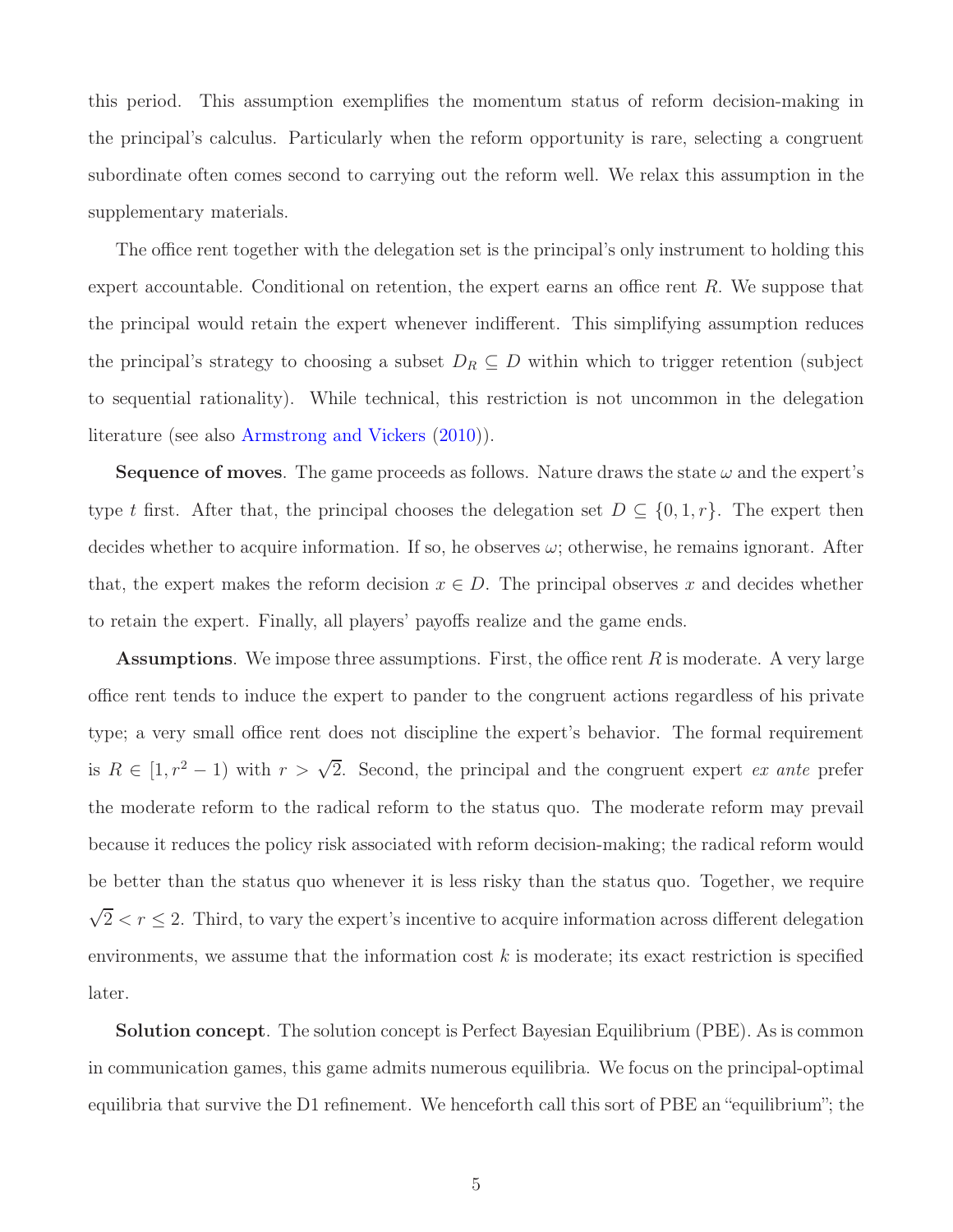this period. This assumption exemplifies the momentum status of reform decision-making in the principal's calculus. Particularly when the reform opportunity is rare, selecting a congruent subordinate often comes second to carrying out the reform well. We relax this assumption in the supplementary materials.

The office rent together with the delegation set is the principal's only instrument to holding this expert accountable. Conditional on retention, the expert earns an office rent $R$. We suppose that the principal would retain the expert whenever indifferent. This simplifying assumption reduces the principal's strategy to choosing a subset $D_R \subseteq D$ within which to trigger retention (subject to sequential rationality). While technical, this restriction is not uncommon in the delegation literature (see also Armstrong and Vickers (2010)).

**Sequence of moves**. The game proceeds as follows. Nature draws the state $\omega$ and the expert's type $t$ first. After that, the principal chooses the delegation set $D \subseteq \{0, 1, r\}$. The expert then decides whether to acquire information. If so, he observes $\omega$; otherwise, he remains ignorant. After that, the expert makes the reform decision $x \in D$. The principal observes $x$ and decides whether to retain the expert. Finally, all players' payoffs realize and the game ends.

**Assumptions**. We impose three assumptions. First, the office rent $R$ is moderate. A very large office rent tends to induce the expert to pander to the congruent actions regardless of his private type; a very small office rent does not discipline the expert's behavior. The formal requirement is $R \in [1, r^2 - 1)$ with $r > \sqrt{2}$. Second, the principal and the congruent expert *ex ante* prefer the moderate reform to the radical reform to the status quo. The moderate reform may prevail because it reduces the policy risk associated with reform decision-making; the radical reform would be better than the status quo whenever it is less risky than the status quo. Together, we require $\sqrt{2} < r \leq 2$. Third, to vary the expert's incentive to acquire information across different delegation environments, we assume that the information cost $k$ is moderate; its exact restriction is specified later.

**Solution concept**. The solution concept is Perfect Bayesian Equilibrium (PBE). As is common in communication games, this game admits numerous equilibria. We focus on the principal-optimal equilibria that survive the D1 refinement. We henceforth call this sort of PBE an "equilibrium"; the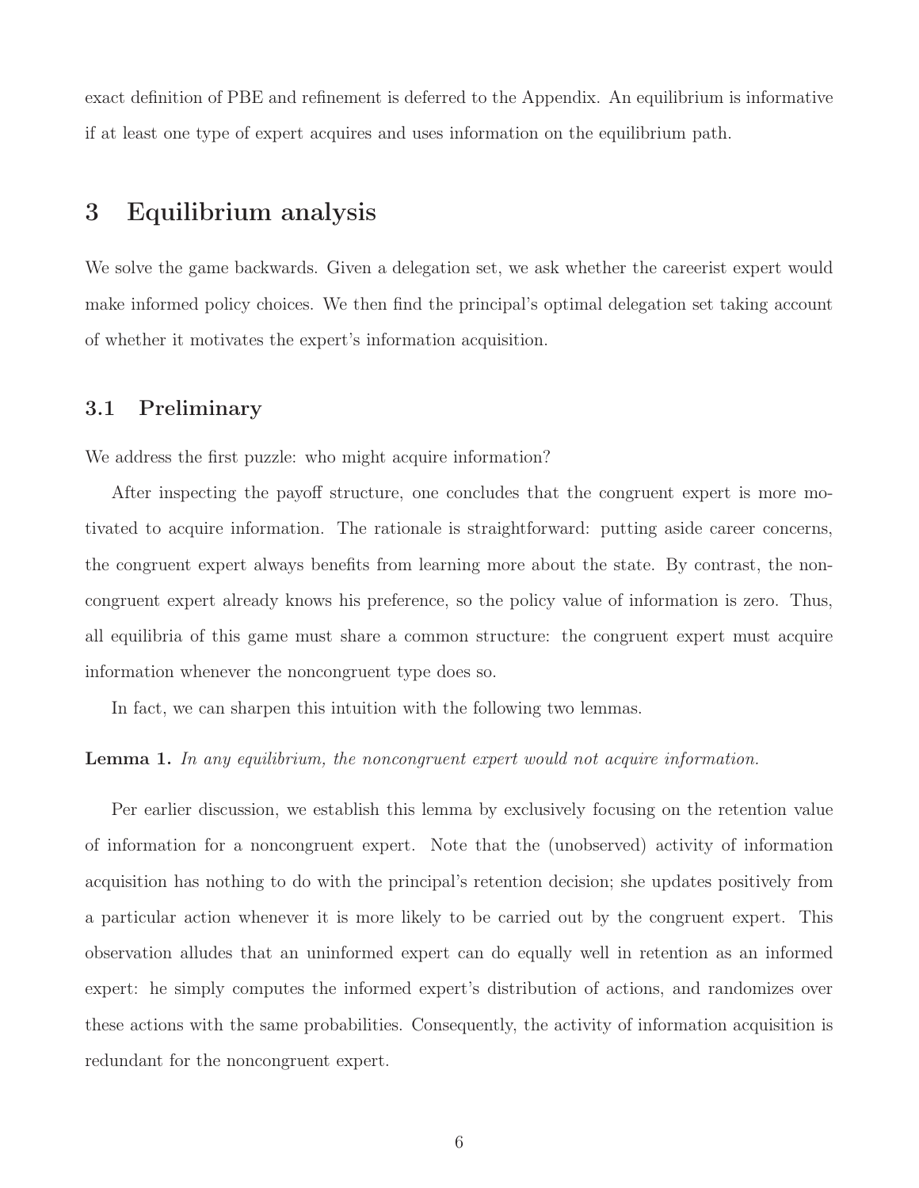exact definition of PBE and refinement is deferred to the Appendix. An equilibrium is informative if at least one type of expert acquires and uses information on the equilibrium path.

# 3 Equilibrium analysis

We solve the game backwards. Given a delegation set, we ask whether the careerist expert would make informed policy choices. We then find the principal's optimal delegation set taking account of whether it motivates the expert's information acquisition.

## 3.1 Preliminary

We address the first puzzle: who might acquire information?

After inspecting the payoff structure, one concludes that the congruent expert is more motivated to acquire information. The rationale is straightforward: putting aside career concerns, the congruent expert always benefits from learning more about the state. By contrast, the noncongruent expert already knows his preference, so the policy value of information is zero. Thus, all equilibria of this game must share a common structure: the congruent expert must acquire information whenever the noncongruent type does so.

In fact, we can sharpen this intuition with the following two lemmas.

**Lemma 1.** *In any equilibrium, the noncongruent expert would not acquire information.*

Per earlier discussion, we establish this lemma by exclusively focusing on the retention value of information for a noncongruent expert. Note that the (unobserved) activity of information acquisition has nothing to do with the principal's retention decision; she updates positively from a particular action whenever it is more likely to be carried out by the congruent expert. This observation alludes that an uninformed expert can do equally well in retention as an informed expert: he simply computes the informed expert's distribution of actions, and randomizes over these actions with the same probabilities. Consequently, the activity of information acquisition is redundant for the noncongruent expert.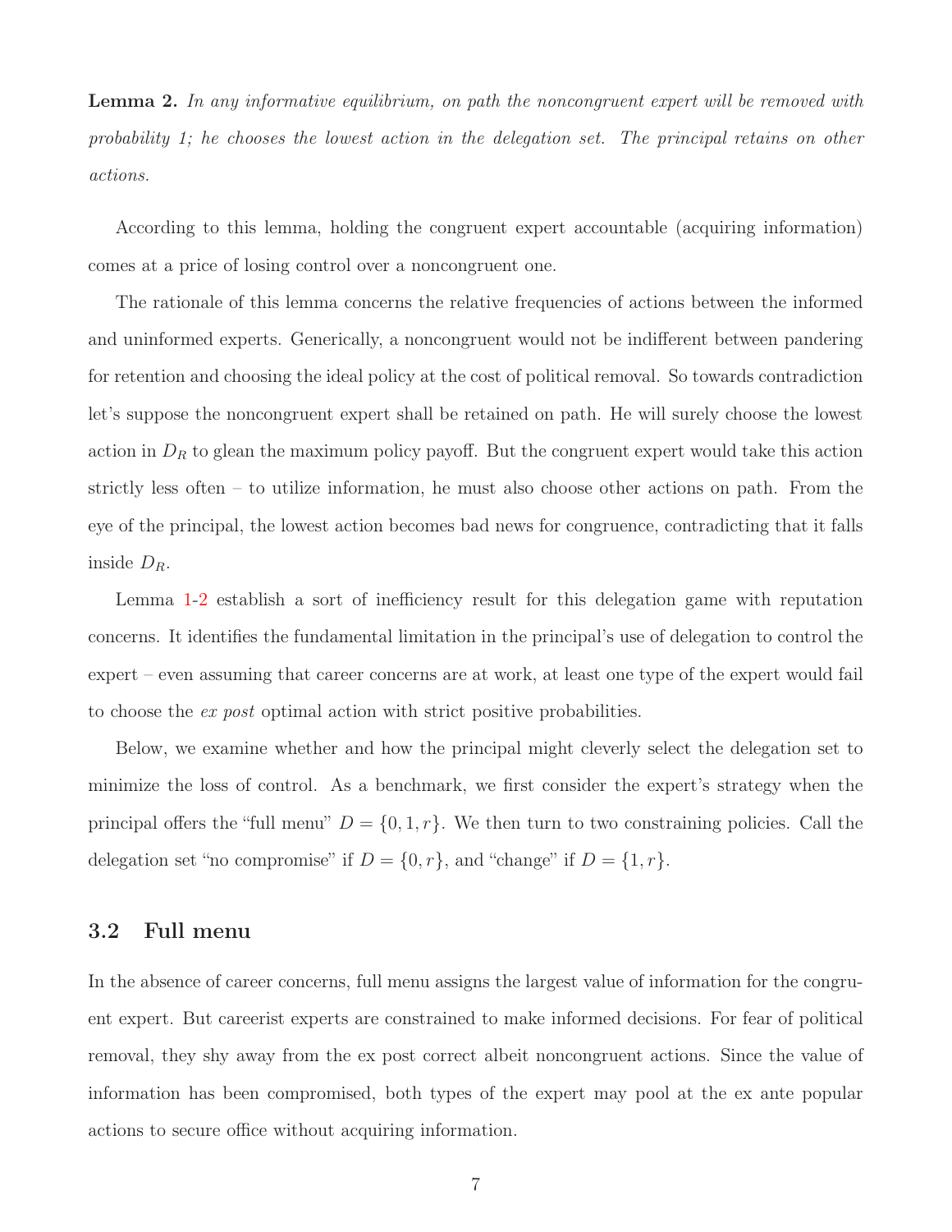**Lemma 2.** *In any informative equilibrium, on path the noncongruent expert will be removed with probability 1; he chooses the lowest action in the delegation set. The principal retains on other actions.*

According to this lemma, holding the congruent expert accountable (acquiring information) comes at a price of losing control over a noncongruent one.

The rationale of this lemma concerns the relative frequencies of actions between the informed and uninformed experts. Generically, a noncongruent would not be indifferent between pandering for retention and choosing the ideal policy at the cost of political removal. So towards contradiction let's suppose the noncongruent expert shall be retained on path. He will surely choose the lowest action in $D_R$ to glean the maximum policy payoff. But the congruent expert would take this action strictly less often – to utilize information, he must also choose other actions on path. From the eye of the principal, the lowest action becomes bad news for congruence, contradicting that it falls inside $D_R$.

Lemma 1-2 establish a sort of inefficiency result for this delegation game with reputation concerns. It identifies the fundamental limitation in the principal's use of delegation to control the expert – even assuming that career concerns are at work, at least one type of the expert would fail to choose the *ex post* optimal action with strict positive probabilities.

Below, we examine whether and how the principal might cleverly select the delegation set to minimize the loss of control. As a benchmark, we first consider the expert's strategy when the principal offers the "full menu" $D = \{0, 1, r\}$. We then turn to two constraining policies. Call the delegation set "no compromise" if $D = \{0, r\}$, and "change" if $D = \{1, r\}$.

## 3.2 Full menu

In the absence of career concerns, full menu assigns the largest value of information for the congruent expert. But careerist experts are constrained to make informed decisions. For fear of political removal, they shy away from the ex post correct albeit noncongruent actions. Since the value of information has been compromised, both types of the expert may pool at the ex ante popular actions to secure office without acquiring information.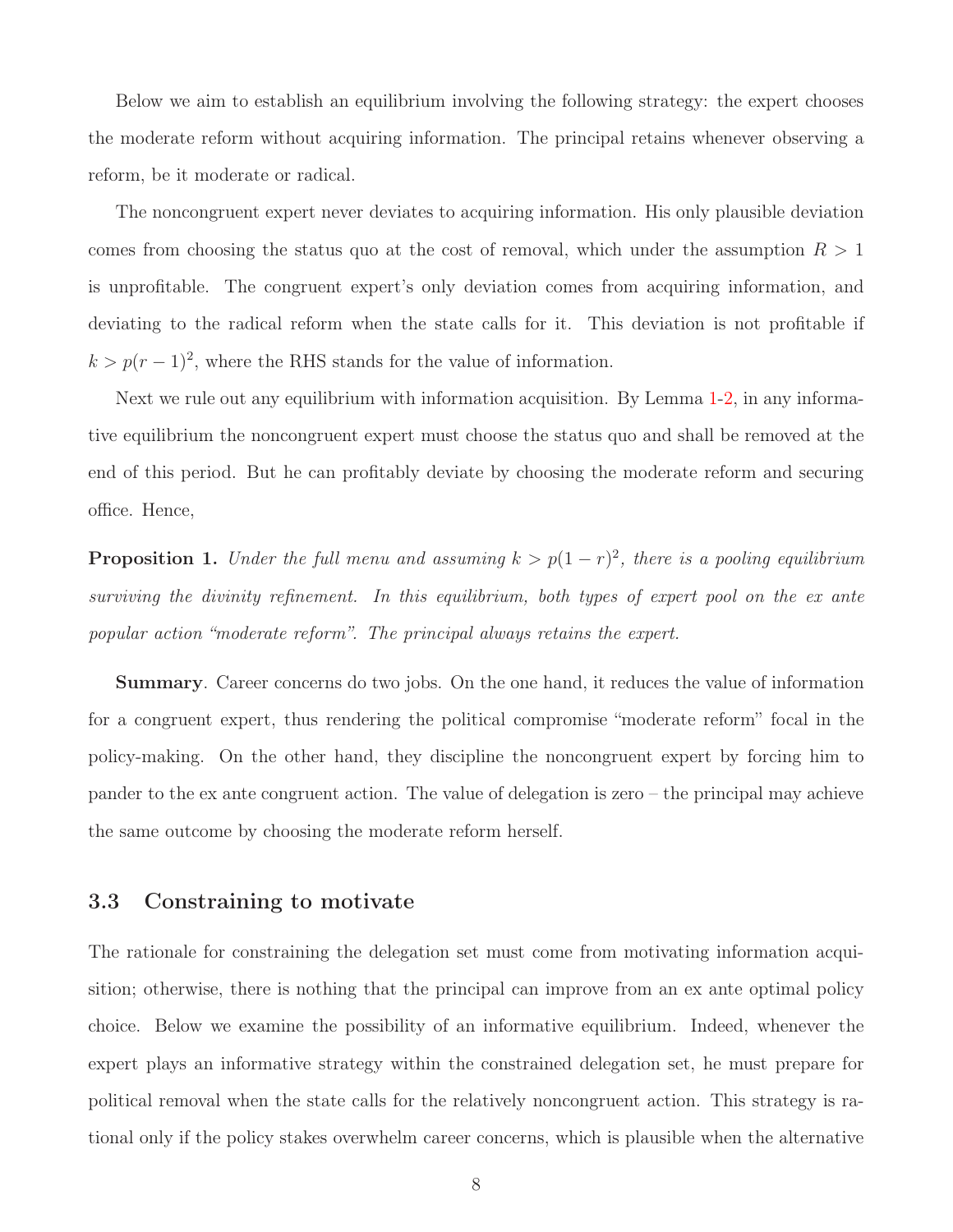Below we aim to establish an equilibrium involving the following strategy: the expert chooses the moderate reform without acquiring information. The principal retains whenever observing a reform, be it moderate or radical.

The noncongruent expert never deviates to acquiring information. His only plausible deviation comes from choosing the status quo at the cost of removal, which under the assumption $R > 1$ is unprofitable. The congruent expert's only deviation comes from acquiring information, and deviating to the radical reform when the state calls for it. This deviation is not profitable if $k > p(r-1)^2$, where the RHS stands for the value of information.

Next we rule out any equilibrium with information acquisition. By Lemma 1-2, in any informative equilibrium the noncongruent expert must choose the status quo and shall be removed at the end of this period. But he can profitably deviate by choosing the moderate reform and securing office. Hence,

**Proposition 1.** *Under the full menu and assuming $k > p(1-r)^2$, there is a pooling equilibrium surviving the divinity refinement. In this equilibrium, both types of expert pool on the ex ante popular action "moderate reform". The principal always retains the expert.*

**Summary**. Career concerns do two jobs. On the one hand, it reduces the value of information for a congruent expert, thus rendering the political compromise "moderate reform" focal in the policy-making. On the other hand, they discipline the noncongruent expert by forcing him to pander to the ex ante congruent action. The value of delegation is zero – the principal may achieve the same outcome by choosing the moderate reform herself.

### 3.3 Constraining to motivate

The rationale for constraining the delegation set must come from motivating information acquisition; otherwise, there is nothing that the principal can improve from an ex ante optimal policy choice. Below we examine the possibility of an informative equilibrium. Indeed, whenever the expert plays an informative strategy within the constrained delegation set, he must prepare for political removal when the state calls for the relatively noncongruent action. This strategy is rational only if the policy stakes overwhelm career concerns, which is plausible when the alternative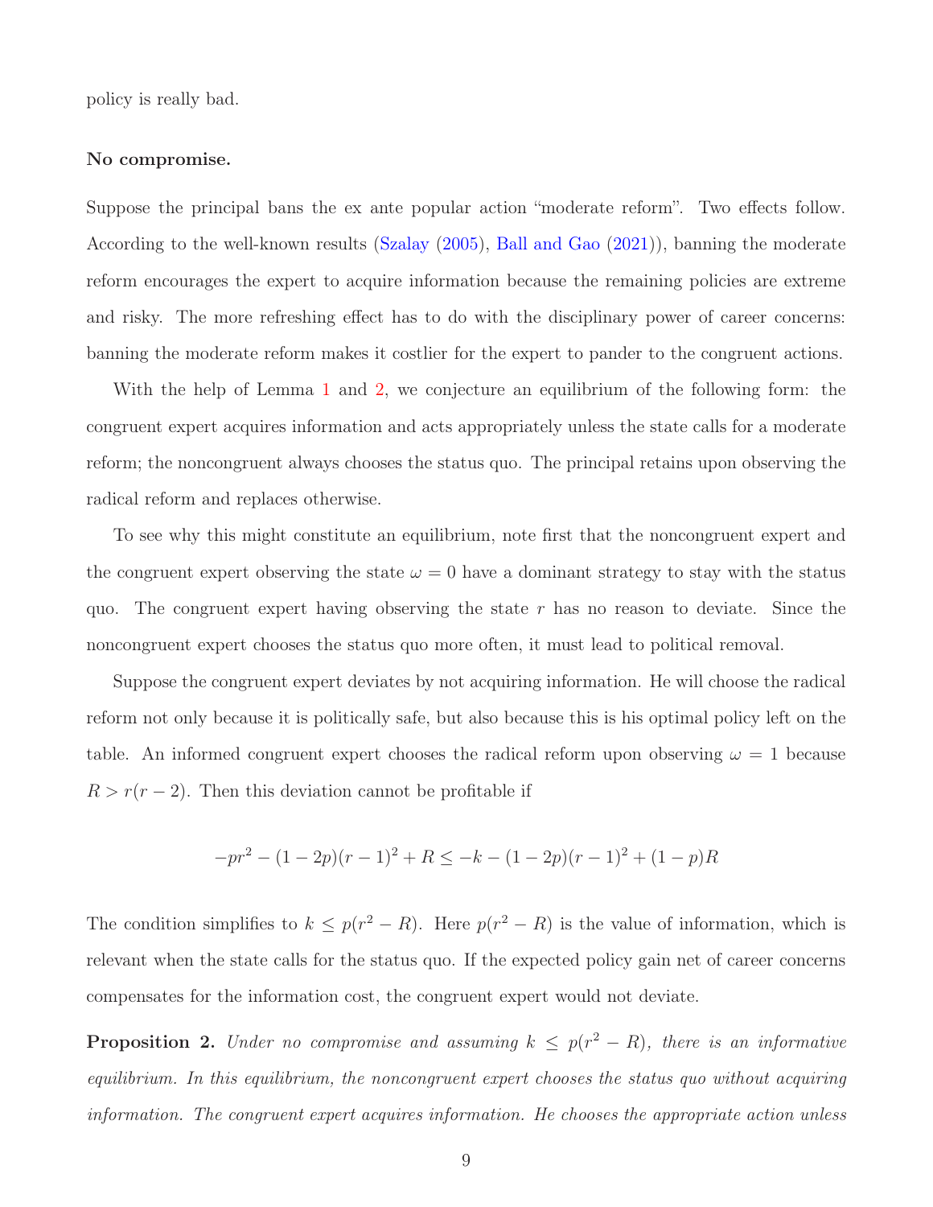policy is really bad.

**No compromise.**

Suppose the principal bans the ex ante popular action "moderate reform". Two effects follow. According to the well-known results (Szalay (2005), Ball and Gao (2021)), banning the moderate reform encourages the expert to acquire information because the remaining policies are extreme and risky. The more refreshing effect has to do with the disciplinary power of career concerns: banning the moderate reform makes it costlier for the expert to pander to the congruent actions.

With the help of Lemma 1 and 2, we conjecture an equilibrium of the following form: the congruent expert acquires information and acts appropriately unless the state calls for a moderate reform; the noncongruent always chooses the status quo. The principal retains upon observing the radical reform and replaces otherwise.

To see why this might constitute an equilibrium, note first that the noncongruent expert and the congruent expert observing the state $\omega = 0$ have a dominant strategy to stay with the status quo. The congruent expert having observing the state $r$ has no reason to deviate. Since the noncongruent expert chooses the status quo more often, it must lead to political removal.

Suppose the congruent expert deviates by not acquiring information. He will choose the radical reform not only because it is politically safe, but also because this is his optimal policy left on the table. An informed congruent expert chooses the radical reform upon observing $\omega = 1$ because $R > r(r-2)$. Then this deviation cannot be profitable if

$$-pr^2 - (1-2p)(r-1)^2 + R \leq -k - (1-2p)(r-1)^2 + (1-p)R$$

The condition simplifies to $k \leq p(r^2 - R)$. Here $p(r^2 - R)$ is the value of information, which is relevant when the state calls for the status quo. If the expected policy gain net of career concerns compensates for the information cost, the congruent expert would not deviate.

**Proposition 2.** *Under no compromise and assuming $k \leq p(r^2 - R)$, there is an informative equilibrium. In this equilibrium, the noncongruent expert chooses the status quo without acquiring information. The congruent expert acquires information. He chooses the appropriate action unless*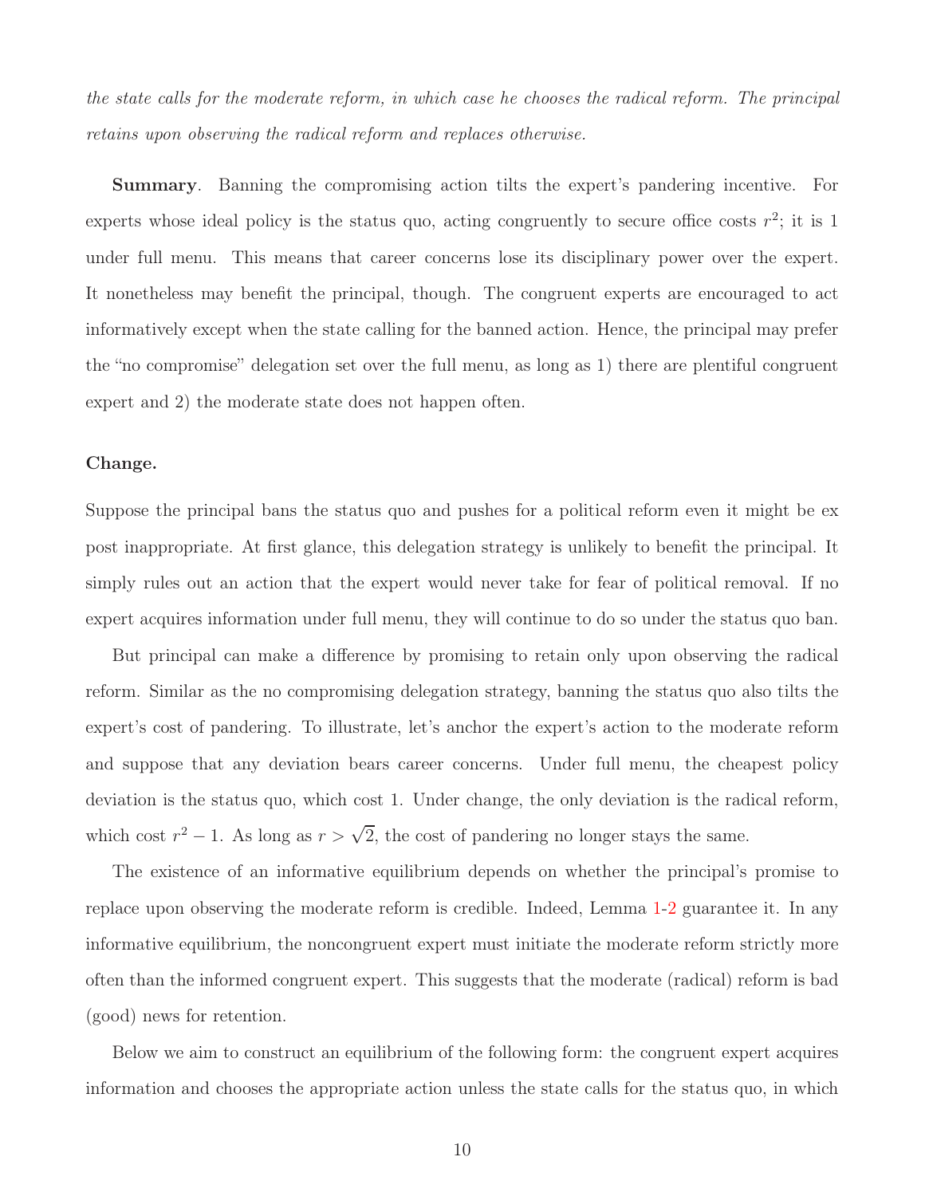*the state calls for the moderate reform, in which case he chooses the radical reform. The principal retains upon observing the radical reform and replaces otherwise.*

**Summary**. Banning the compromising action tilts the expert's pandering incentive. For experts whose ideal policy is the status quo, acting congruently to secure office costs $r^2$; it is 1 under full menu. This means that career concerns lose its disciplinary power over the expert. It nonetheless may benefit the principal, though. The congruent experts are encouraged to act informatively except when the state calling for the banned action. Hence, the principal may prefer the "no compromise" delegation set over the full menu, as long as 1) there are plentiful congruent expert and 2) the moderate state does not happen often.

**Change.**

Suppose the principal bans the status quo and pushes for a political reform even it might be ex post inappropriate. At first glance, this delegation strategy is unlikely to benefit the principal. It simply rules out an action that the expert would never take for fear of political removal. If no expert acquires information under full menu, they will continue to do so under the status quo ban.

But principal can make a difference by promising to retain only upon observing the radical reform. Similar as the no compromising delegation strategy, banning the status quo also tilts the expert's cost of pandering. To illustrate, let's anchor the expert's action to the moderate reform and suppose that any deviation bears career concerns. Under full menu, the cheapest policy deviation is the status quo, which cost 1. Under change, the only deviation is the radical reform, which cost $r^2 - 1$. As long as $r > \sqrt{2}$, the cost of pandering no longer stays the same.

The existence of an informative equilibrium depends on whether the principal's promise to replace upon observing the moderate reform is credible. Indeed, Lemma 1-2 guarantee it. In any informative equilibrium, the noncongruent expert must initiate the moderate reform strictly more often than the informed congruent expert. This suggests that the moderate (radical) reform is bad (good) news for retention.

Below we aim to construct an equilibrium of the following form: the congruent expert acquires information and chooses the appropriate action unless the state calls for the status quo, in which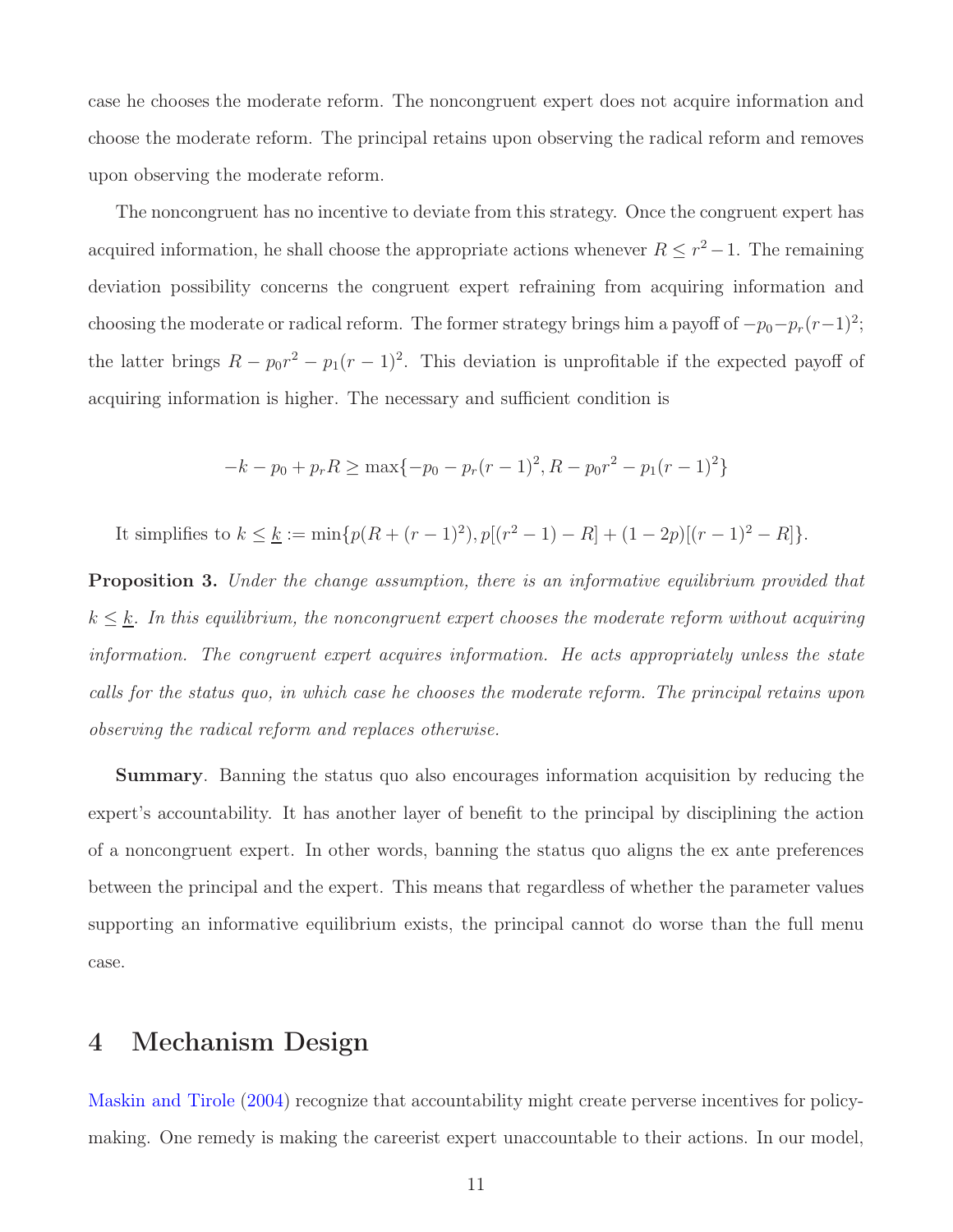case he chooses the moderate reform. The noncongruent expert does not acquire information and choose the moderate reform. The principal retains upon observing the radical reform and removes upon observing the moderate reform.

The noncongruent has no incentive to deviate from this strategy. Once the congruent expert has acquired information, he shall choose the appropriate actions whenever $R \leq r^2 - 1$. The remaining deviation possibility concerns the congruent expert refraining from acquiring information and choosing the moderate or radical reform. The former strategy brings him a payoff of $-p_0 - p_r(r-1)^2$; the latter brings $R - p_0 r^2 - p_1(r-1)^2$. This deviation is unprofitable if the expected payoff of acquiring information is higher. The necessary and sufficient condition is

$$-k - p_0 + p_r R \geq \max\{-p_0 - p_r(r-1)^2, R - p_0 r^2 - p_1(r-1)^2\}$$

It simplifies to $k \leq \underline{k} := \min\{p(R + (r-1)^2), p[(r^2-1) - R] + (1-2p)[(r-1)^2 - R]\}$.

**Proposition 3.** *Under the change assumption, there is an informative equilibrium provided that* $k \leq \underline{k}$. *In this equilibrium, the noncongruent expert chooses the moderate reform without acquiring information. The congruent expert acquires information. He acts appropriately unless the state calls for the status quo, in which case he chooses the moderate reform. The principal retains upon observing the radical reform and replaces otherwise.*

**Summary**. Banning the status quo also encourages information acquisition by reducing the expert's accountability. It has another layer of benefit to the principal by disciplining the action of a noncongruent expert. In other words, banning the status quo aligns the ex ante preferences between the principal and the expert. This means that regardless of whether the parameter values supporting an informative equilibrium exists, the principal cannot do worse than the full menu case.

# 4 Mechanism Design

Maskin and Tirole (2004) recognize that accountability might create perverse incentives for policy-making. One remedy is making the careerist expert unaccountable to their actions. In our model,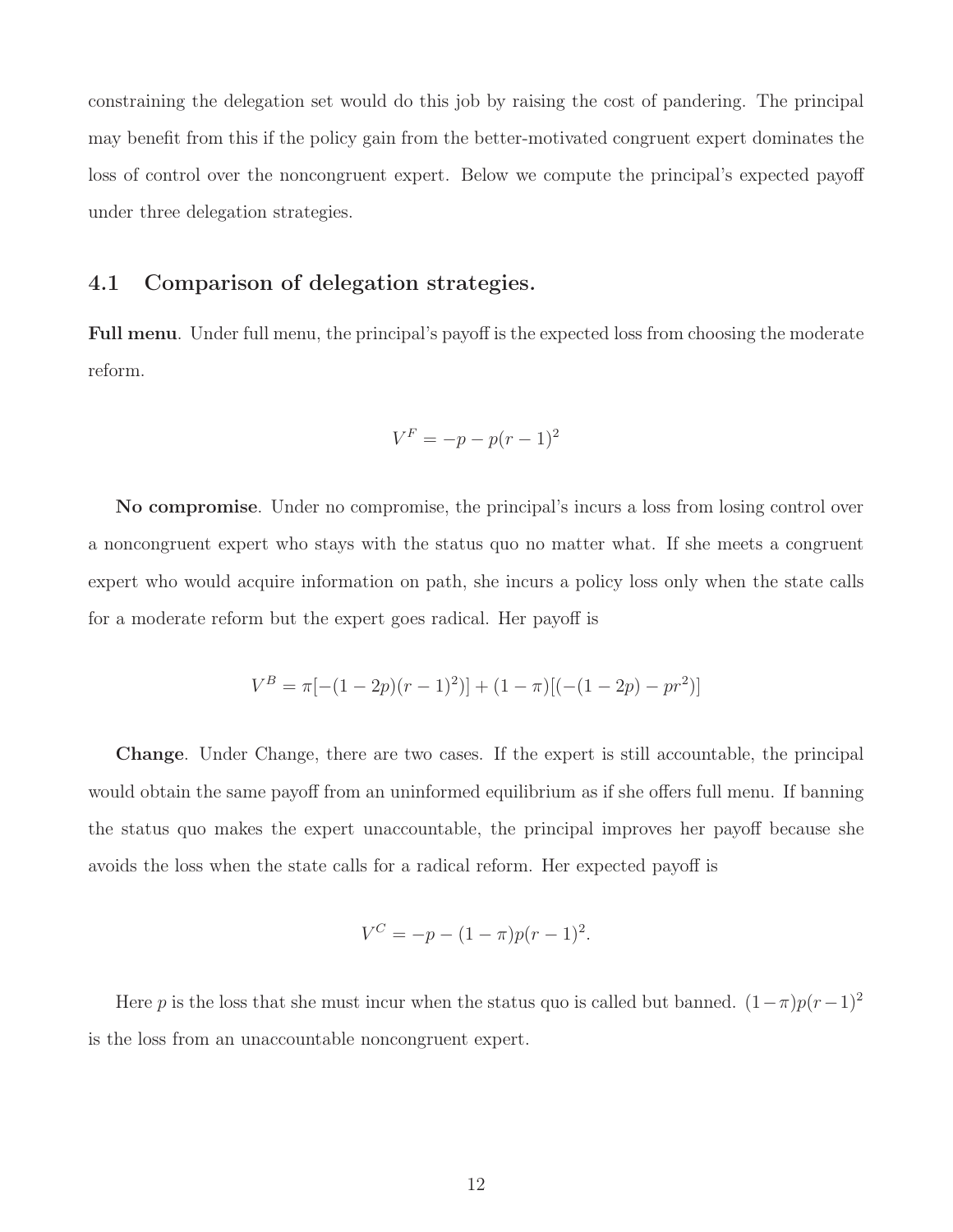constraining the delegation set would do this job by raising the cost of pandering. The principal may benefit from this if the policy gain from the better-motivated congruent expert dominates the loss of control over the noncongruent expert. Below we compute the principal's expected payoff under three delegation strategies.

## 4.1 Comparison of delegation strategies.

**Full menu**. Under full menu, the principal's payoff is the expected loss from choosing the moderate reform.

$$V^F = -p - p(r-1)^2$$

**No compromise**. Under no compromise, the principal's incurs a loss from losing control over a noncongruent expert who stays with the status quo no matter what. If she meets a congruent expert who would acquire information on path, she incurs a policy loss only when the state calls for a moderate reform but the expert goes radical. Her payoff is

$$V^B = \pi[-(1-2p)(r-1)^2)] + (1-\pi)[(-(1-2p) - pr^2)]$$

**Change**. Under Change, there are two cases. If the expert is still accountable, the principal would obtain the same payoff from an uninformed equilibrium as if she offers full menu. If banning the status quo makes the expert unaccountable, the principal improves her payoff because she avoids the loss when the state calls for a radical reform. Her expected payoff is

$$V^C = -p - (1-\pi)p(r-1)^2.$$

Here $p$ is the loss that she must incur when the status quo is called but banned. $(1-\pi)p(r-1)^2$ is the loss from an unaccountable noncongruent expert.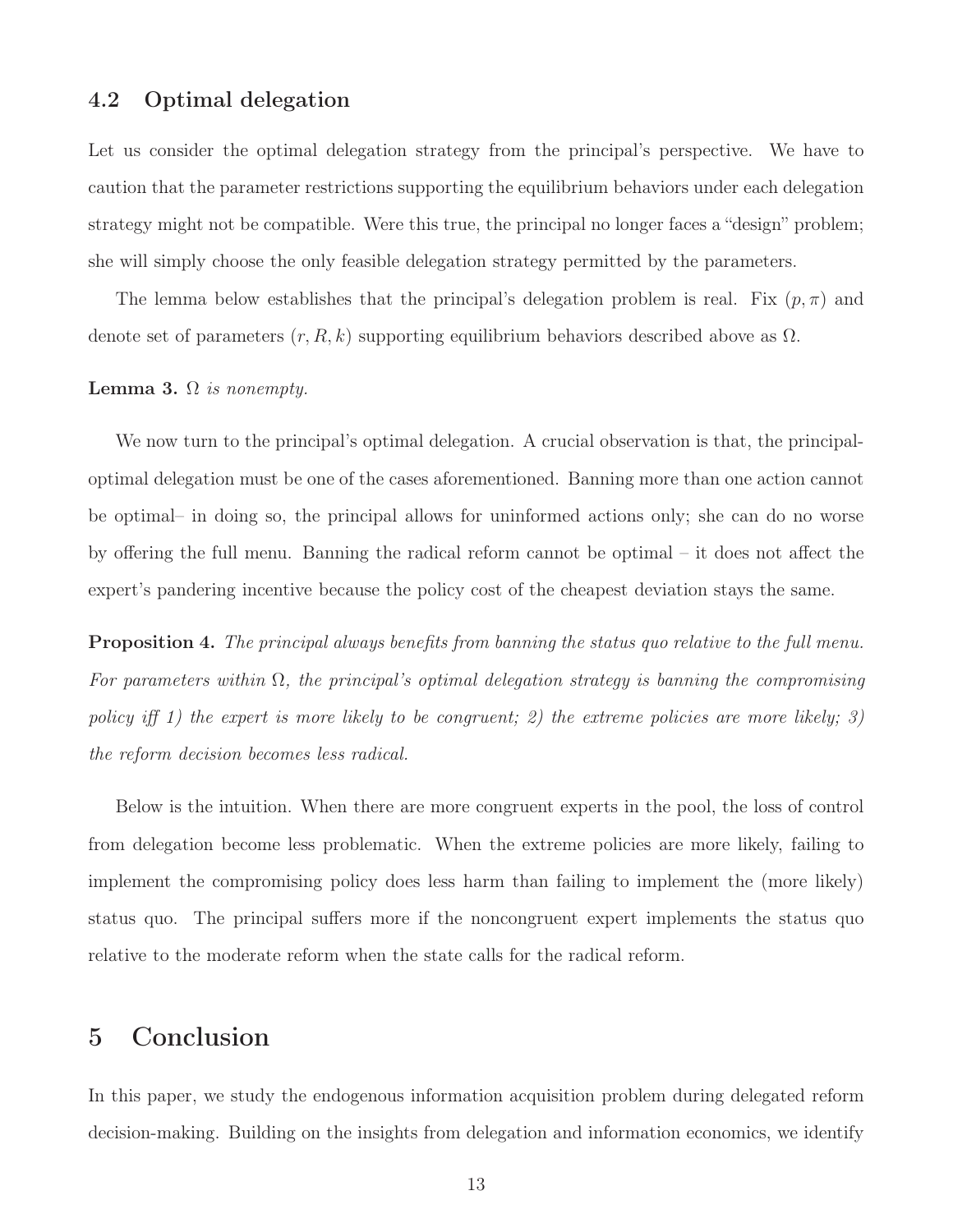## 4.2 Optimal delegation

Let us consider the optimal delegation strategy from the principal's perspective. We have to caution that the parameter restrictions supporting the equilibrium behaviors under each delegation strategy might not be compatible. Were this true, the principal no longer faces a "design" problem; she will simply choose the only feasible delegation strategy permitted by the parameters.

The lemma below establishes that the principal's delegation problem is real. Fix $(p, \pi)$ and denote set of parameters $(r, R, k)$ supporting equilibrium behaviors described above as $\Omega$.

**Lemma 3.** *$\Omega$ is nonempty.*

We now turn to the principal's optimal delegation. A crucial observation is that, the principal-optimal delegation must be one of the cases aforementioned. Banning more than one action cannot be optimal– in doing so, the principal allows for uninformed actions only; she can do no worse by offering the full menu. Banning the radical reform cannot be optimal – it does not affect the expert's pandering incentive because the policy cost of the cheapest deviation stays the same.

**Proposition 4.** *The principal always benefits from banning the status quo relative to the full menu. For parameters within $\Omega$, the principal's optimal delegation strategy is banning the compromising policy iff 1) the expert is more likely to be congruent; 2) the extreme policies are more likely; 3) the reform decision becomes less radical.*

Below is the intuition. When there are more congruent experts in the pool, the loss of control from delegation become less problematic. When the extreme policies are more likely, failing to implement the compromising policy does less harm than failing to implement the (more likely) status quo. The principal suffers more if the noncongruent expert implements the status quo relative to the moderate reform when the state calls for the radical reform.

# 5 Conclusion

In this paper, we study the endogenous information acquisition problem during delegated reform decision-making. Building on the insights from delegation and information economics, we identify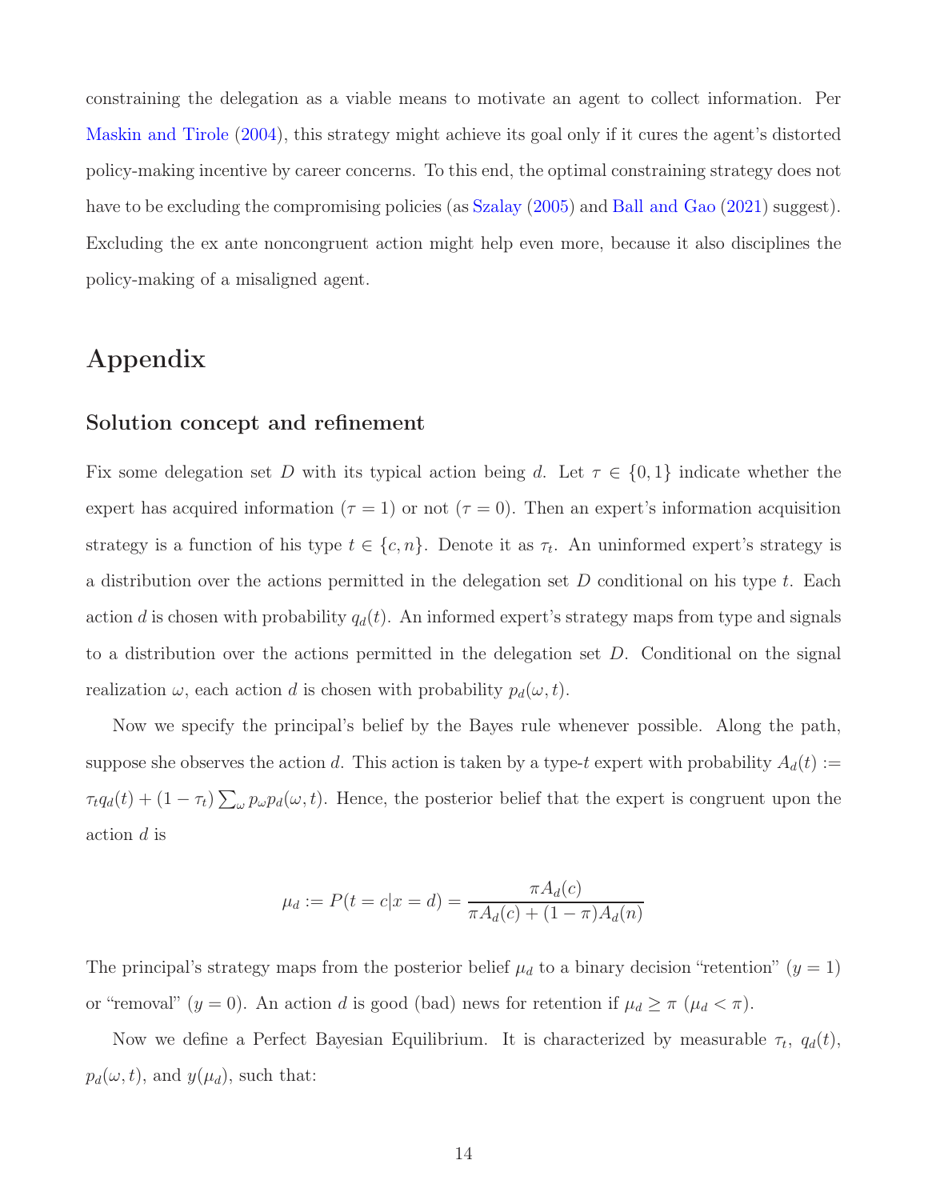constraining the delegation as a viable means to motivate an agent to collect information. Per Maskin and Tirole (2004), this strategy might achieve its goal only if it cures the agent's distorted policy-making incentive by career concerns. To this end, the optimal constraining strategy does not have to be excluding the compromising policies (as Szalay (2005) and Ball and Gao (2021) suggest). Excluding the ex ante noncongruent action might help even more, because it also disciplines the policy-making of a misaligned agent.

# Appendix

## Solution concept and refinement

Fix some delegation set $D$ with its typical action being $d$. Let $\tau \in \{0,1\}$ indicate whether the expert has acquired information ($\tau = 1$) or not ($\tau = 0$). Then an expert's information acquisition strategy is a function of his type $t \in \{c, n\}$. Denote it as $\tau_t$. An uninformed expert's strategy is a distribution over the actions permitted in the delegation set $D$ conditional on his type $t$. Each action $d$ is chosen with probability $q_d(t)$. An informed expert's strategy maps from type and signals to a distribution over the actions permitted in the delegation set $D$. Conditional on the signal realization $\omega$, each action $d$ is chosen with probability $p_d(\omega, t)$.

Now we specify the principal's belief by the Bayes rule whenever possible. Along the path, suppose she observes the action $d$. This action is taken by a type-$t$ expert with probability $A_d(t) := \tau_t q_d(t) + (1 - \tau_t) \sum_\omega p_\omega p_d(\omega, t)$. Hence, the posterior belief that the expert is congruent upon the action $d$ is

$$\mu_d := P(t = c | x = d) = \frac{\pi A_d(c)}{\pi A_d(c) + (1 - \pi) A_d(n)}$$

The principal's strategy maps from the posterior belief $\mu_d$ to a binary decision "retention" ($y = 1$) or "removal" ($y = 0$). An action $d$ is good (bad) news for retention if $\mu_d \geq \pi$ ($\mu_d < \pi$).

Now we define a Perfect Bayesian Equilibrium. It is characterized by measurable $\tau_t$, $q_d(t)$, $p_d(\omega, t)$, and $y(\mu_d)$, such that: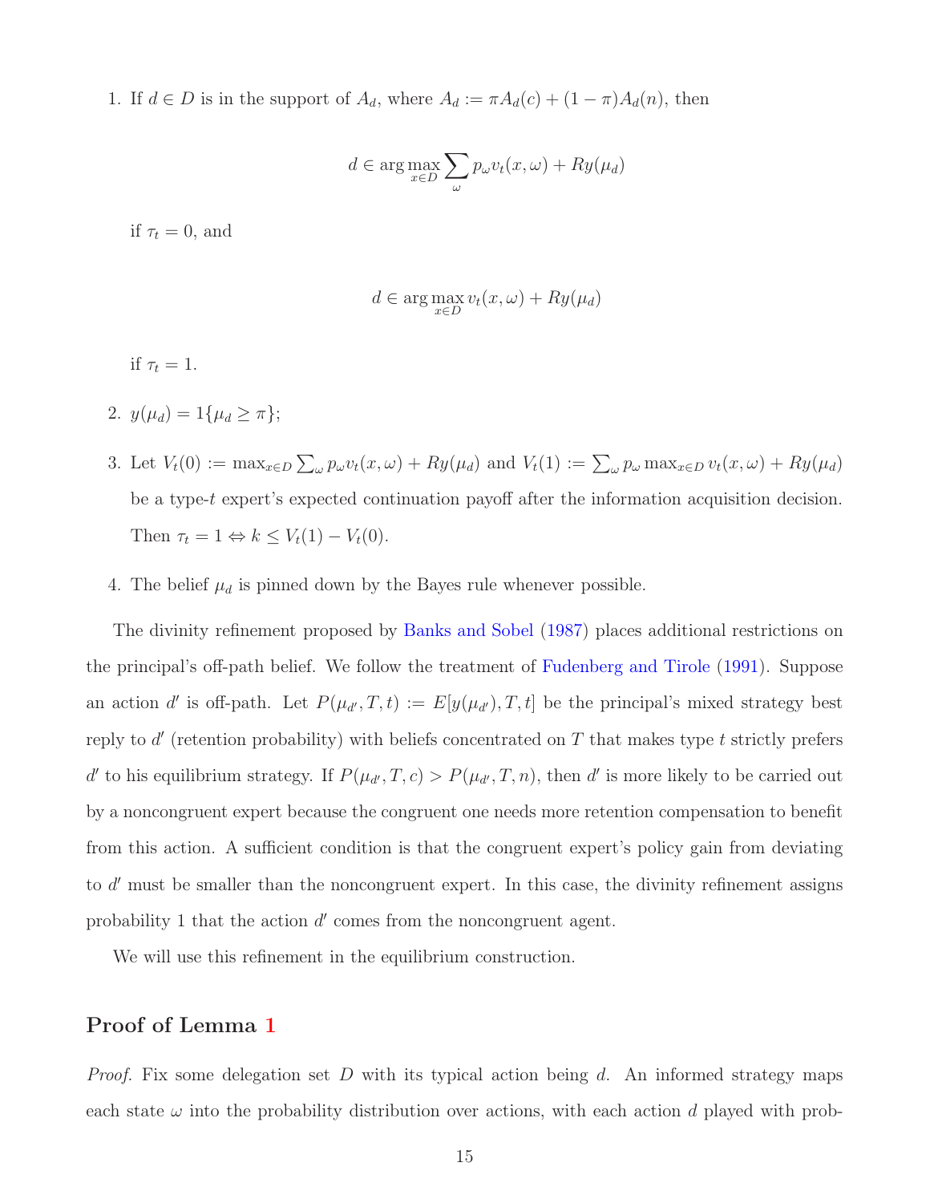1. If $d \in D$ is in the support of $A_d$, where $A_d := \pi A_d(c) + (1-\pi)A_d(n)$, then

$$d \in \arg\max_{x \in D} \sum_{\omega} p_\omega v_t(x, \omega) + Ry(\mu_d)$$

   if $\tau_t = 0$, and

$$d \in \arg\max_{x \in D} v_t(x, \omega) + Ry(\mu_d)$$

   if $\tau_t = 1$.

2. $y(\mu_d) = 1\{\mu_d \geq \pi\}$;

3. Let $V_t(0) := \max_{x \in D} \sum_\omega p_\omega v_t(x, \omega) + Ry(\mu_d)$ and $V_t(1) := \sum_\omega p_\omega \max_{x \in D} v_t(x, \omega) + Ry(\mu_d)$ be a type-$t$ expert's expected continuation payoff after the information acquisition decision. Then $\tau_t = 1 \Leftrightarrow k \leq V_t(1) - V_t(0)$.

4. The belief $\mu_d$ is pinned down by the Bayes rule whenever possible.

The divinity refinement proposed by Banks and Sobel (1987) places additional restrictions on the principal's off-path belief. We follow the treatment of Fudenberg and Tirole (1991). Suppose an action $d'$ is off-path. Let $P(\mu_{d'}, T, t) := E[y(\mu_{d'}), T, t]$ be the principal's mixed strategy best reply to $d'$ (retention probability) with beliefs concentrated on $T$ that makes type $t$ strictly prefers $d'$ to his equilibrium strategy. If $P(\mu_{d'}, T, c) > P(\mu_{d'}, T, n)$, then $d'$ is more likely to be carried out by a noncongruent expert because the congruent one needs more retention compensation to benefit from this action. A sufficient condition is that the congruent expert's policy gain from deviating to $d'$ must be smaller than the noncongruent expert. In this case, the divinity refinement assigns probability 1 that the action $d'$ comes from the noncongruent agent.

We will use this refinement in the equilibrium construction.

## Proof of Lemma 1

*Proof.* Fix some delegation set $D$ with its typical action being $d$. An informed strategy maps each state $\omega$ into the probability distribution over actions, with each action $d$ played with prob-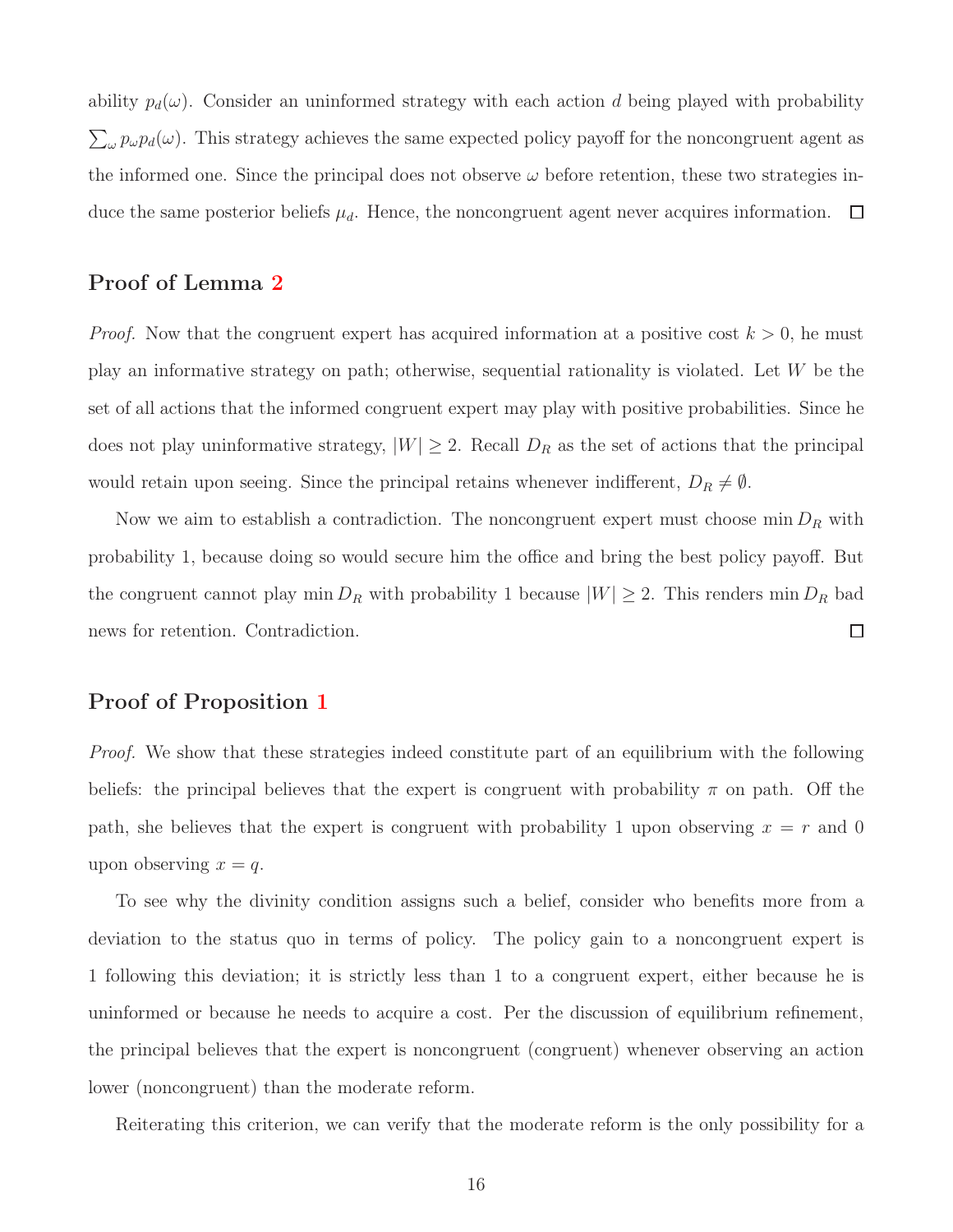ability $p_d(\omega)$. Consider an uninformed strategy with each action $d$ being played with probability $\sum_\omega p_\omega p_d(\omega)$. This strategy achieves the same expected policy payoff for the noncongruent agent as the informed one. Since the principal does not observe $\omega$ before retention, these two strategies induce the same posterior beliefs $\mu_d$. Hence, the noncongruent agent never acquires information. $\square$

## Proof of Lemma 2

*Proof.* Now that the congruent expert has acquired information at a positive cost $k > 0$, he must play an informative strategy on path; otherwise, sequential rationality is violated. Let $W$ be the set of all actions that the informed congruent expert may play with positive probabilities. Since he does not play uninformative strategy, $|W| \geq 2$. Recall $D_R$ as the set of actions that the principal would retain upon seeing. Since the principal retains whenever indifferent, $D_R \neq \emptyset$.

Now we aim to establish a contradiction. The noncongruent expert must choose $\min D_R$ with probability 1, because doing so would secure him the office and bring the best policy payoff. But the congruent cannot play $\min D_R$ with probability 1 because $|W| \geq 2$. This renders $\min D_R$ bad news for retention. Contradiction. $\square$

## Proof of Proposition 1

*Proof.* We show that these strategies indeed constitute part of an equilibrium with the following beliefs: the principal believes that the expert is congruent with probability $\pi$ on path. Off the path, she believes that the expert is congruent with probability 1 upon observing $x = r$ and 0 upon observing $x = q$.

To see why the divinity condition assigns such a belief, consider who benefits more from a deviation to the status quo in terms of policy. The policy gain to a noncongruent expert is 1 following this deviation; it is strictly less than 1 to a congruent expert, either because he is uninformed or because he needs to acquire a cost. Per the discussion of equilibrium refinement, the principal believes that the expert is noncongruent (congruent) whenever observing an action lower (noncongruent) than the moderate reform.

Reiterating this criterion, we can verify that the moderate reform is the only possibility for a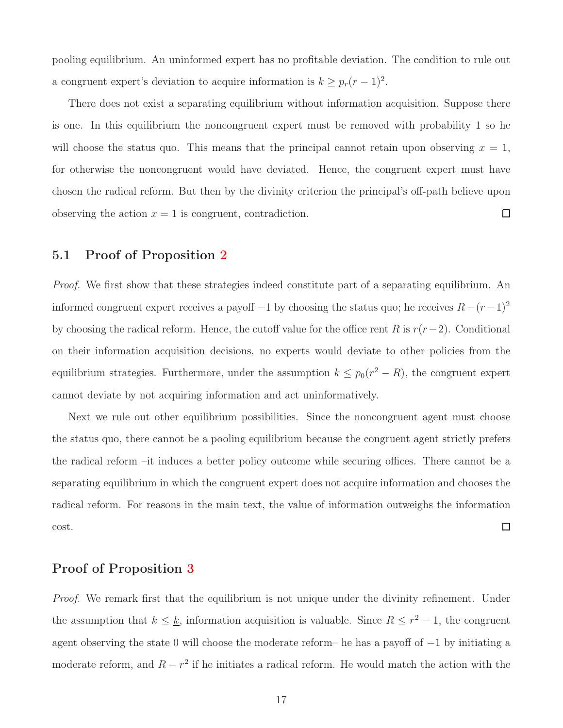pooling equilibrium. An uninformed expert has no profitable deviation. The condition to rule out a congruent expert's deviation to acquire information is $k \geq p_r(r-1)^2$.

There does not exist a separating equilibrium without information acquisition. Suppose there is one. In this equilibrium the noncongruent expert must be removed with probability 1 so he will choose the status quo. This means that the principal cannot retain upon observing $x = 1$, for otherwise the noncongruent would have deviated. Hence, the congruent expert must have chosen the radical reform. But then by the divinity criterion the principal's off-path believe upon observing the action $x = 1$ is congruent, contradiction. $\square$

## 5.1 Proof of Proposition 2

*Proof.* We first show that these strategies indeed constitute part of a separating equilibrium. An informed congruent expert receives a payoff $-1$ by choosing the status quo; he receives $R-(r-1)^2$ by choosing the radical reform. Hence, the cutoff value for the office rent $R$ is $r(r-2)$. Conditional on their information acquisition decisions, no experts would deviate to other policies from the equilibrium strategies. Furthermore, under the assumption $k \leq p_0(r^2 - R)$, the congruent expert cannot deviate by not acquiring information and act uninformatively.

Next we rule out other equilibrium possibilities. Since the noncongruent agent must choose the status quo, there cannot be a pooling equilibrium because the congruent agent strictly prefers the radical reform –it induces a better policy outcome while securing offices. There cannot be a separating equilibrium in which the congruent expert does not acquire information and chooses the radical reform. For reasons in the main text, the value of information outweighs the information cost. $\square$

## Proof of Proposition 3

*Proof.* We remark first that the equilibrium is not unique under the divinity refinement. Under the assumption that $k \leq \underline{k}$, information acquisition is valuable. Since $R \leq r^2 - 1$, the congruent agent observing the state 0 will choose the moderate reform– he has a payoff of $-1$ by initiating a moderate reform, and $R - r^2$ if he initiates a radical reform. He would match the action with the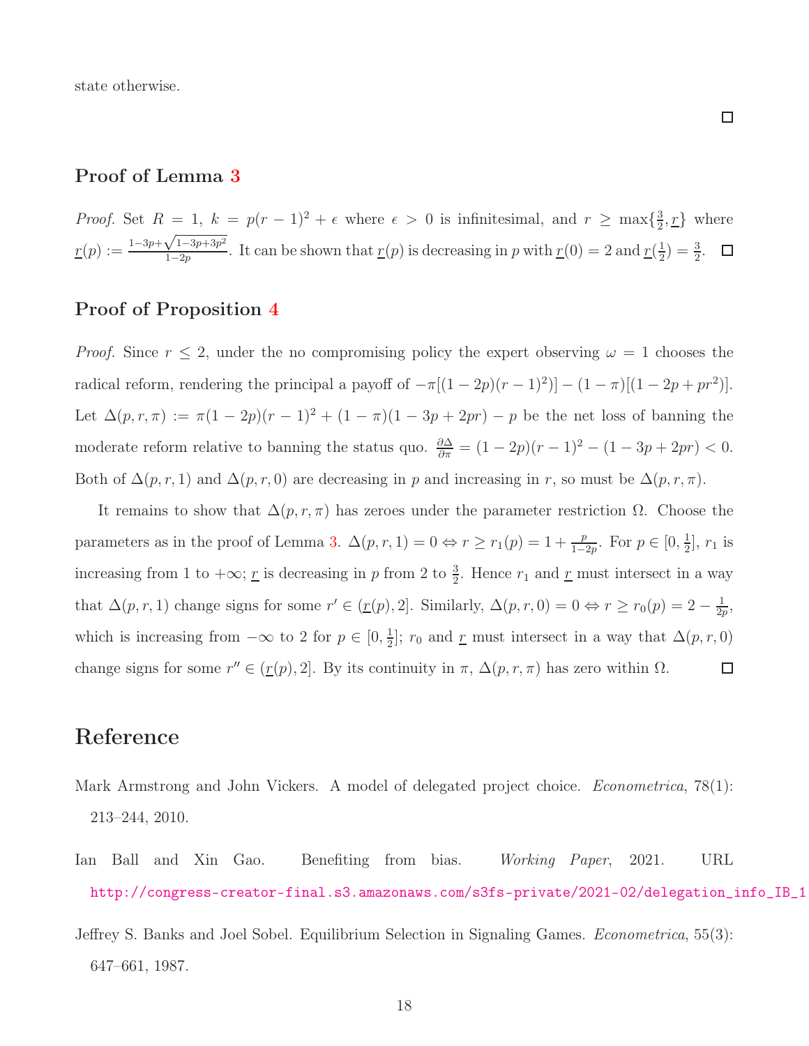state otherwise.

□

### Proof of Lemma 3

*Proof.* Set $R = 1$, $k = p(r-1)^2 + \epsilon$ where $\epsilon > 0$ is infinitesimal, and $r \geq \max\{\frac{3}{2}, \underline{r}\}$ where $\underline{r}(p) := \frac{1-3p+\sqrt{1-3p+3p^2}}{1-2p}$. It can be shown that $\underline{r}(p)$ is decreasing in $p$ with $\underline{r}(0) = 2$ and $\underline{r}(\frac{1}{2}) = \frac{3}{2}$. □

### Proof of Proposition 4

*Proof.* Since $r \leq 2$, under the no compromising policy the expert observing $\omega = 1$ chooses the radical reform, rendering the principal a payoff of $-\pi[(1-2p)(r-1)^2)] - (1-\pi)[(1-2p+pr^2)]$. Let $\Delta(p, r, \pi) := \pi(1-2p)(r-1)^2 + (1-\pi)(1-3p+2pr) - p$ be the net loss of banning the moderate reform relative to banning the status quo. $\frac{\partial \Delta}{\partial \pi} = (1-2p)(r-1)^2 - (1-3p+2pr) < 0$. Both of $\Delta(p, r, 1)$ and $\Delta(p, r, 0)$ are decreasing in $p$ and increasing in $r$, so must be $\Delta(p, r, \pi)$.

It remains to show that $\Delta(p, r, \pi)$ has zeroes under the parameter restriction $\Omega$. Choose the parameters as in the proof of Lemma 3. $\Delta(p, r, 1) = 0 \Leftrightarrow r \geq r_1(p) = 1 + \frac{p}{1-2p}$. For $p \in [0, \frac{1}{2}]$, $r_1$ is increasing from 1 to $+\infty$; $\underline{r}$ is decreasing in $p$ from 2 to $\frac{3}{2}$. Hence $r_1$ and $\underline{r}$ must intersect in a way that $\Delta(p, r, 1)$ change signs for some $r' \in (\underline{r}(p), 2]$. Similarly, $\Delta(p, r, 0) = 0 \Leftrightarrow r \geq r_0(p) = 2 - \frac{1}{2p}$, which is increasing from $-\infty$ to 2 for $p \in [0, \frac{1}{2}]$; $r_0$ and $\underline{r}$ must intersect in a way that $\Delta(p, r, 0)$ change signs for some $r'' \in (\underline{r}(p), 2]$. By its continuity in $\pi$, $\Delta(p, r, \pi)$ has zero within $\Omega$. □

## Reference

Mark Armstrong and John Vickers. A model of delegated project choice. *Econometrica*, 78(1): 213–244, 2010.

Ian Ball and Xin Gao. Benefiting from bias. *Working Paper*, 2021. URL http://congress-creator-final.s3.amazonaws.com/s3fs-private/2021-02/delegation_info_IB_1

Jeffrey S. Banks and Joel Sobel. Equilibrium Selection in Signaling Games. *Econometrica*, 55(3): 647–661, 1987.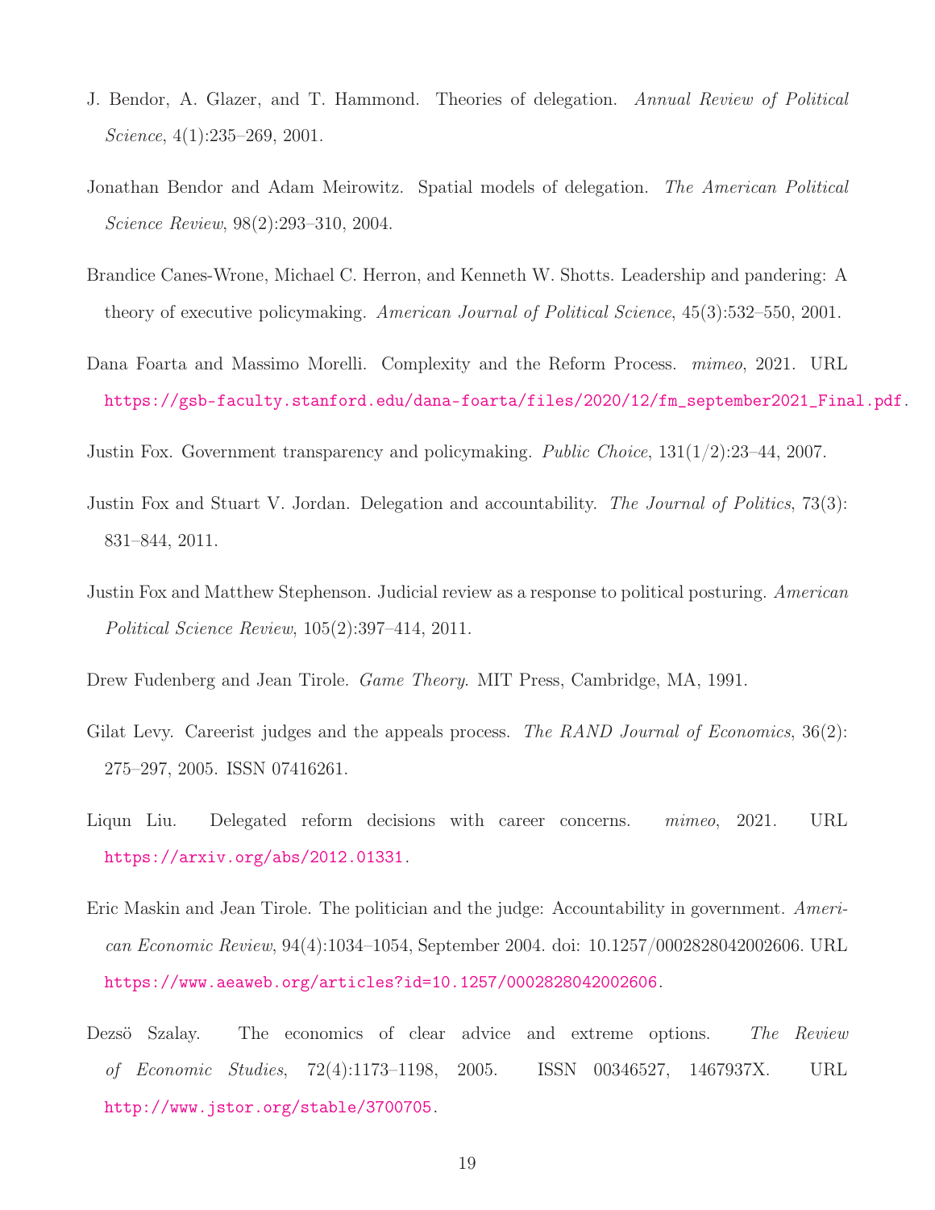J. Bendor, A. Glazer, and T. Hammond. Theories of delegation. *Annual Review of Political Science*, 4(1):235–269, 2001.

Jonathan Bendor and Adam Meirowitz. Spatial models of delegation. *The American Political Science Review*, 98(2):293–310, 2004.

Brandice Canes-Wrone, Michael C. Herron, and Kenneth W. Shotts. Leadership and pandering: A theory of executive policymaking. *American Journal of Political Science*, 45(3):532–550, 2001.

Dana Foarta and Massimo Morelli. Complexity and the Reform Process. *mimeo*, 2021. URL https://gsb-faculty.stanford.edu/dana-foarta/files/2020/12/fm_september2021_Final.pdf.

Justin Fox. Government transparency and policymaking. *Public Choice*, 131(1/2):23–44, 2007.

Justin Fox and Stuart V. Jordan. Delegation and accountability. *The Journal of Politics*, 73(3): 831–844, 2011.

Justin Fox and Matthew Stephenson. Judicial review as a response to political posturing. *American Political Science Review*, 105(2):397–414, 2011.

Drew Fudenberg and Jean Tirole. *Game Theory*. MIT Press, Cambridge, MA, 1991.

Gilat Levy. Careerist judges and the appeals process. *The RAND Journal of Economics*, 36(2): 275–297, 2005. ISSN 07416261.

Liqun Liu. Delegated reform decisions with career concerns. *mimeo*, 2021. URL https://arxiv.org/abs/2012.01331.

Eric Maskin and Jean Tirole. The politician and the judge: Accountability in government. *American Economic Review*, 94(4):1034–1054, September 2004. doi: 10.1257/0002828042002606. URL https://www.aeaweb.org/articles?id=10.1257/0002828042002606.

Dezsö Szalay. The economics of clear advice and extreme options. *The Review of Economic Studies*, 72(4):1173–1198, 2005. ISSN 00346527, 1467937X. URL http://www.jstor.org/stable/3700705.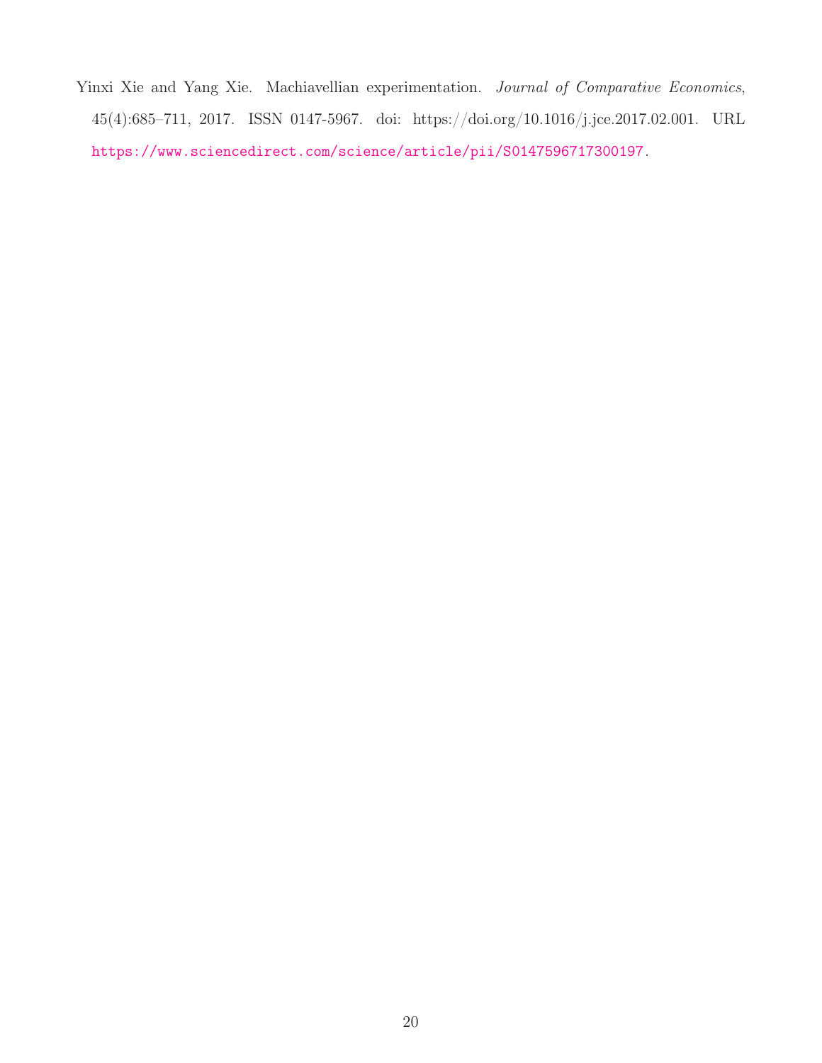Yinxi Xie and Yang Xie. Machiavellian experimentation. *Journal of Comparative Economics*, 45(4):685–711, 2017. ISSN 0147-5967. doi: https://doi.org/10.1016/j.jce.2017.02.001. URL https://www.sciencedirect.com/science/article/pii/S0147596717300197.